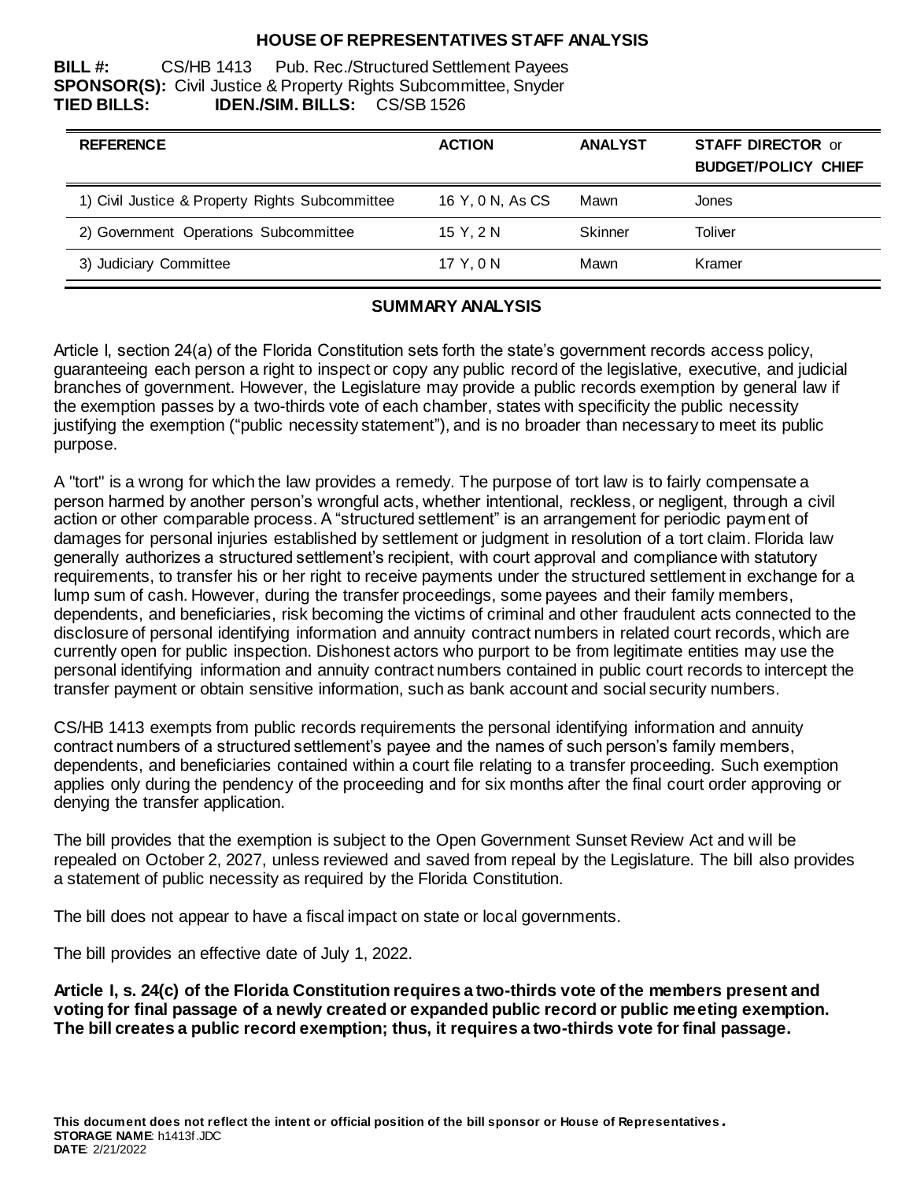# HOUSE OF REPRESENTATIVES STAFF ANALYSIS

**BILL #:** CS/HB 1413 Pub. Rec./Structured Settlement Payees
**SPONSOR(S):** Civil Justice & Property Rights Subcommittee, Snyder
**TIED BILLS:** **IDEN./SIM. BILLS:** CS/SB 1526

| REFERENCE | ACTION | ANALYST | STAFF DIRECTOR or BUDGET/POLICY CHIEF |
|---|---|---|---|
| 1) Civil Justice & Property Rights Subcommittee | 16 Y, 0 N, As CS | Mawn | Jones |
| 2) Government Operations Subcommittee | 15 Y, 2 N | Skinner | Toliver |
| 3) Judiciary Committee | 17 Y, 0 N | Mawn | Kramer |

## SUMMARY ANALYSIS

Article I, section 24(a) of the Florida Constitution sets forth the state's government records access policy, guaranteeing each person a right to inspect or copy any public record of the legislative, executive, and judicial branches of government. However, the Legislature may provide a public records exemption by general law if the exemption passes by a two-thirds vote of each chamber, states with specificity the public necessity justifying the exemption ("public necessity statement"), and is no broader than necessary to meet its public purpose.

A "tort" is a wrong for which the law provides a remedy. The purpose of tort law is to fairly compensate a person harmed by another person's wrongful acts, whether intentional, reckless, or negligent, through a civil action or other comparable process. A "structured settlement" is an arrangement for periodic payment of damages for personal injuries established by settlement or judgment in resolution of a tort claim. Florida law generally authorizes a structured settlement's recipient, with court approval and compliance with statutory requirements, to transfer his or her right to receive payments under the structured settlement in exchange for a lump sum of cash. However, during the transfer proceedings, some payees and their family members, dependents, and beneficiaries, risk becoming the victims of criminal and other fraudulent acts connected to the disclosure of personal identifying information and annuity contract numbers in related court records, which are currently open for public inspection. Dishonest actors who purport to be from legitimate entities may use the personal identifying information and annuity contract numbers contained in public court records to intercept the transfer payment or obtain sensitive information, such as bank account and social security numbers.

CS/HB 1413 exempts from public records requirements the personal identifying information and annuity contract numbers of a structured settlement's payee and the names of such person's family members, dependents, and beneficiaries contained within a court file relating to a transfer proceeding. Such exemption applies only during the pendency of the proceeding and for six months after the final court order approving or denying the transfer application.

The bill provides that the exemption is subject to the Open Government Sunset Review Act and will be repealed on October 2, 2027, unless reviewed and saved from repeal by the Legislature. The bill also provides a statement of public necessity as required by the Florida Constitution.

The bill does not appear to have a fiscal impact on state or local governments.

The bill provides an effective date of July 1, 2022.

**Article I, s. 24(c) of the Florida Constitution requires a two-thirds vote of the members present and voting for final passage of a newly created or expanded public record or public meeting exemption. The bill creates a public record exemption; thus, it requires a two-thirds vote for final passage.**

**This document does not reflect the intent or official position of the bill sponsor or House of Representatives.**
**STORAGE NAME**: h1413f.JDC
**DATE**: 2/21/2022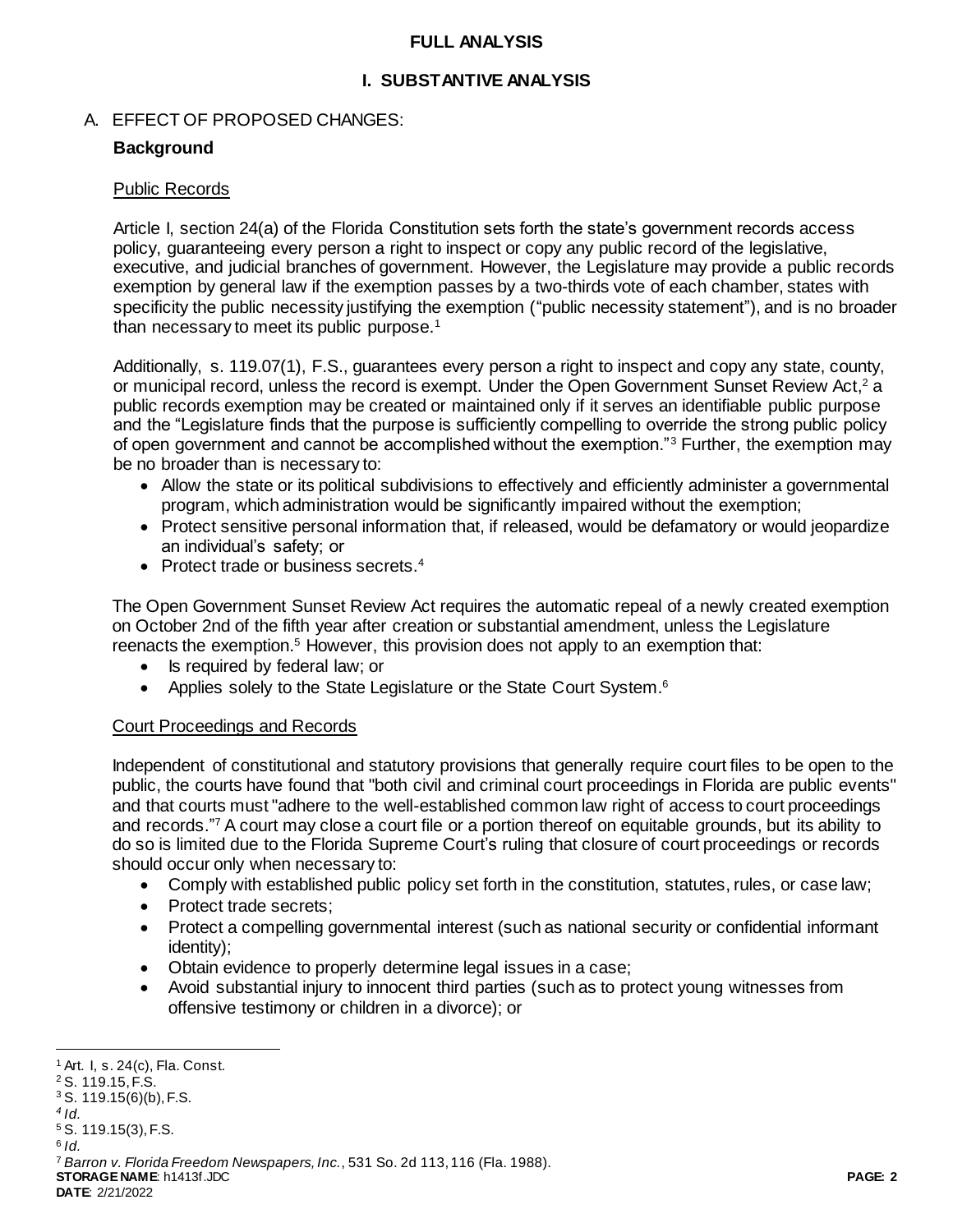# FULL ANALYSIS

## I. SUBSTANTIVE ANALYSIS

### A. EFFECT OF PROPOSED CHANGES:

**Background**

Public Records

Article I, section 24(a) of the Florida Constitution sets forth the state's government records access policy, guaranteeing every person a right to inspect or copy any public record of the legislative, executive, and judicial branches of government. However, the Legislature may provide a public records exemption by general law if the exemption passes by a two-thirds vote of each chamber, states with specificity the public necessity justifying the exemption ("public necessity statement"), and is no broader than necessary to meet its public purpose.[1]

Additionally, s. 119.07(1), F.S., guarantees every person a right to inspect and copy any state, county, or municipal record, unless the record is exempt. Under the Open Government Sunset Review Act,[2] a public records exemption may be created or maintained only if it serves an identifiable public purpose and the "Legislature finds that the purpose is sufficiently compelling to override the strong public policy of open government and cannot be accomplished without the exemption."[3] Further, the exemption may be no broader than is necessary to:

- Allow the state or its political subdivisions to effectively and efficiently administer a governmental program, which administration would be significantly impaired without the exemption;
- Protect sensitive personal information that, if released, would be defamatory or would jeopardize an individual's safety; or
- Protect trade or business secrets.[4]

The Open Government Sunset Review Act requires the automatic repeal of a newly created exemption on October 2nd of the fifth year after creation or substantial amendment, unless the Legislature reenacts the exemption.[5] However, this provision does not apply to an exemption that:

- Is required by federal law; or
- Applies solely to the State Legislature or the State Court System.[6]

Court Proceedings and Records

Independent of constitutional and statutory provisions that generally require court files to be open to the public, the courts have found that "both civil and criminal court proceedings in Florida are public events" and that courts must "adhere to the well-established common law right of access to court proceedings and records."[7] A court may close a court file or a portion thereof on equitable grounds, but its ability to do so is limited due to the Florida Supreme Court's ruling that closure of court proceedings or records should occur only when necessary to:

- Comply with established public policy set forth in the constitution, statutes, rules, or case law;
- Protect trade secrets;
- Protect a compelling governmental interest (such as national security or confidential informant identity);
- Obtain evidence to properly determine legal issues in a case;
- Avoid substantial injury to innocent third parties (such as to protect young witnesses from offensive testimony or children in a divorce); or

---

[1] Art. I, s. 24(c), Fla. Const.
[2] S. 119.15, F.S.
[3] S. 119.15(6)(b), F.S.
[4] *Id.*
[5] S. 119.15(3), F.S.
[6] *Id.*
[7] *Barron v. Florida Freedom Newspapers, Inc.*, 531 So. 2d 113, 116 (Fla. 1988).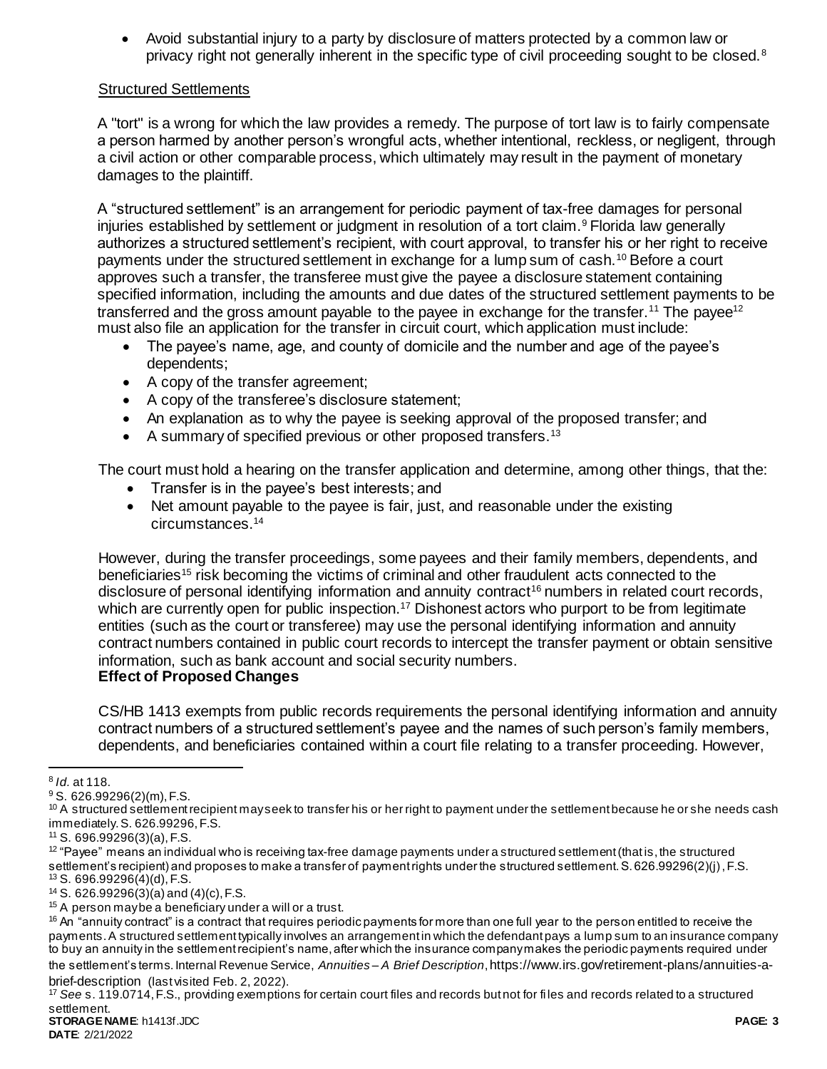- Avoid substantial injury to a party by disclosure of matters protected by a common law or privacy right not generally inherent in the specific type of civil proceeding sought to be closed.[8]

Structured Settlements

A "tort" is a wrong for which the law provides a remedy. The purpose of tort law is to fairly compensate a person harmed by another person's wrongful acts, whether intentional, reckless, or negligent, through a civil action or other comparable process, which ultimately may result in the payment of monetary damages to the plaintiff.

A "structured settlement" is an arrangement for periodic payment of tax-free damages for personal injuries established by settlement or judgment in resolution of a tort claim.[9] Florida law generally authorizes a structured settlement's recipient, with court approval, to transfer his or her right to receive payments under the structured settlement in exchange for a lump sum of cash.[10] Before a court approves such a transfer, the transferee must give the payee a disclosure statement containing specified information, including the amounts and due dates of the structured settlement payments to be transferred and the gross amount payable to the payee in exchange for the transfer.[11] The payee[12] must also file an application for the transfer in circuit court, which application must include:

- The payee's name, age, and county of domicile and the number and age of the payee's dependents;
- A copy of the transfer agreement;
- A copy of the transferee's disclosure statement;
- An explanation as to why the payee is seeking approval of the proposed transfer; and
- A summary of specified previous or other proposed transfers.[13]

The court must hold a hearing on the transfer application and determine, among other things, that the:

- Transfer is in the payee's best interests; and
- Net amount payable to the payee is fair, just, and reasonable under the existing circumstances.[14]

However, during the transfer proceedings, some payees and their family members, dependents, and beneficiaries[15] risk becoming the victims of criminal and other fraudulent acts connected to the disclosure of personal identifying information and annuity contract[16] numbers in related court records, which are currently open for public inspection.[17] Dishonest actors who purport to be from legitimate entities (such as the court or transferee) may use the personal identifying information and annuity contract numbers contained in public court records to intercept the transfer payment or obtain sensitive information, such as bank account and social security numbers.

**Effect of Proposed Changes**

CS/HB 1413 exempts from public records requirements the personal identifying information and annuity contract numbers of a structured settlement's payee and the names of such person's family members, dependents, and beneficiaries contained within a court file relating to a transfer proceeding. However,

---

[8] *Id.* at 118.

[9] S. 626.99296(2)(m), F.S.

[10] A structured settlement recipient may seek to transfer his or her right to payment under the settlement because he or she needs cash immediately. S. 626.99296, F.S.

[11] S. 696.99296(3)(a), F.S.

[12] "Payee" means an individual who is receiving tax-free damage payments under a structured settlement (that is, the structured settlement's recipient) and proposes to make a transfer of payment rights under the structured settlement. S. 626.99296(2)(j), F.S.

[13] S. 696.99296(4)(d), F.S.

[14] S. 626.99296(3)(a) and (4)(c), F.S.

[15] A person may be a beneficiary under a will or a trust.

[16] An "annuity contract" is a contract that requires periodic payments for more than one full year to the person entitled to receive the payments. A structured settlement typically involves an arrangement in which the defendant pays a lump sum to an insurance company to buy an annuity in the settlement recipient's name, after which the insurance company makes the periodic payments required under the settlement's terms. Internal Revenue Service, *Annuities – A Brief Description*, https://www.irs.gov/retirement-plans/annuities-a-brief-description (last visited Feb. 2, 2022).

[17] *See* s. 119.0714, F.S., providing exemptions for certain court files and records but not for files and records related to a structured settlement.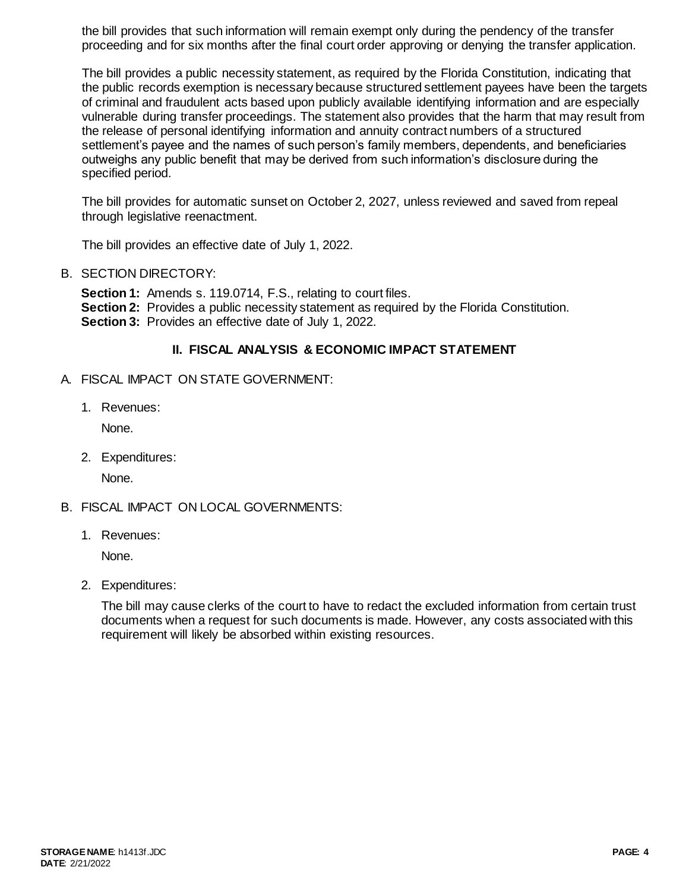the bill provides that such information will remain exempt only during the pendency of the transfer proceeding and for six months after the final court order approving or denying the transfer application.

The bill provides a public necessity statement, as required by the Florida Constitution, indicating that the public records exemption is necessary because structured settlement payees have been the targets of criminal and fraudulent acts based upon publicly available identifying information and are especially vulnerable during transfer proceedings. The statement also provides that the harm that may result from the release of personal identifying information and annuity contract numbers of a structured settlement's payee and the names of such person's family members, dependents, and beneficiaries outweighs any public benefit that may be derived from such information's disclosure during the specified period.

The bill provides for automatic sunset on October 2, 2027, unless reviewed and saved from repeal through legislative reenactment.

The bill provides an effective date of July 1, 2022.

B. SECTION DIRECTORY:

**Section 1:** Amends s. 119.0714, F.S., relating to court files.
**Section 2:** Provides a public necessity statement as required by the Florida Constitution.
**Section 3:** Provides an effective date of July 1, 2022.

## II. FISCAL ANALYSIS & ECONOMIC IMPACT STATEMENT

A. FISCAL IMPACT ON STATE GOVERNMENT:

1. Revenues:

   None.

2. Expenditures:

   None.

B. FISCAL IMPACT ON LOCAL GOVERNMENTS:

1. Revenues:

   None.

2. Expenditures:

   The bill may cause clerks of the court to have to redact the excluded information from certain trust documents when a request for such documents is made. However, any costs associated with this requirement will likely be absorbed within existing resources.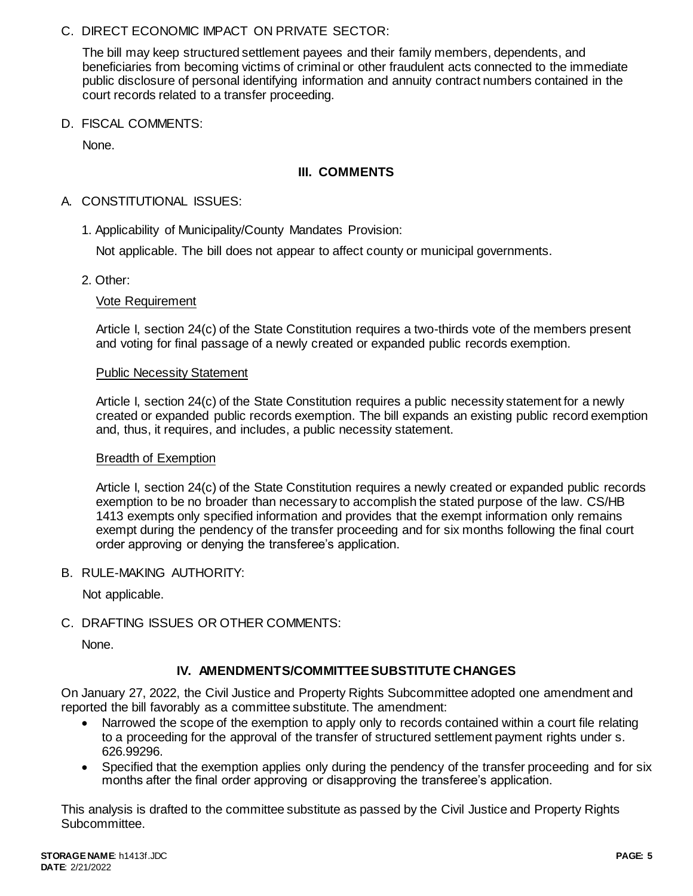C. DIRECT ECONOMIC IMPACT ON PRIVATE SECTOR:

The bill may keep structured settlement payees and their family members, dependents, and beneficiaries from becoming victims of criminal or other fraudulent acts connected to the immediate public disclosure of personal identifying information and annuity contract numbers contained in the court records related to a transfer proceeding.

D. FISCAL COMMENTS:

None.

## III. COMMENTS

A. CONSTITUTIONAL ISSUES:

1. Applicability of Municipality/County Mandates Provision:

Not applicable. The bill does not appear to affect county or municipal governments.

2. Other:

Vote Requirement

Article I, section 24(c) of the State Constitution requires a two-thirds vote of the members present and voting for final passage of a newly created or expanded public records exemption.

Public Necessity Statement

Article I, section 24(c) of the State Constitution requires a public necessity statement for a newly created or expanded public records exemption. The bill expands an existing public record exemption and, thus, it requires, and includes, a public necessity statement.

Breadth of Exemption

Article I, section 24(c) of the State Constitution requires a newly created or expanded public records exemption to be no broader than necessary to accomplish the stated purpose of the law. CS/HB 1413 exempts only specified information and provides that the exempt information only remains exempt during the pendency of the transfer proceeding and for six months following the final court order approving or denying the transferee's application.

B. RULE-MAKING AUTHORITY:

Not applicable.

C. DRAFTING ISSUES OR OTHER COMMENTS:

None.

## IV. AMENDMENTS/COMMITTEE SUBSTITUTE CHANGES

On January 27, 2022, the Civil Justice and Property Rights Subcommittee adopted one amendment and reported the bill favorably as a committee substitute. The amendment:

- Narrowed the scope of the exemption to apply only to records contained within a court file relating to a proceeding for the approval of the transfer of structured settlement payment rights under s. 626.99296.
- Specified that the exemption applies only during the pendency of the transfer proceeding and for six months after the final order approving or disapproving the transferee's application.

This analysis is drafted to the committee substitute as passed by the Civil Justice and Property Rights Subcommittee.